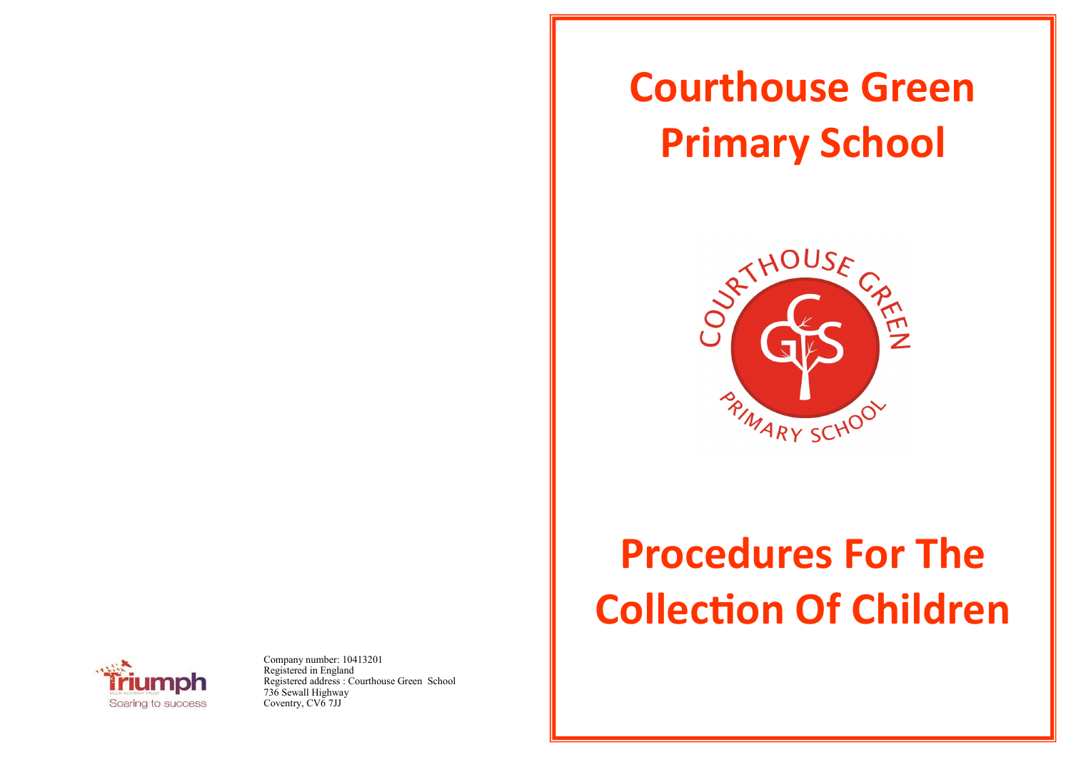# Courthouse Green Primary School

# Procedures For The Collection Of Children

Company number: 10413201
Registered in England
Registered address : Courthouse Green School
736 Sewall Highway
Coventry, CV6 7JJ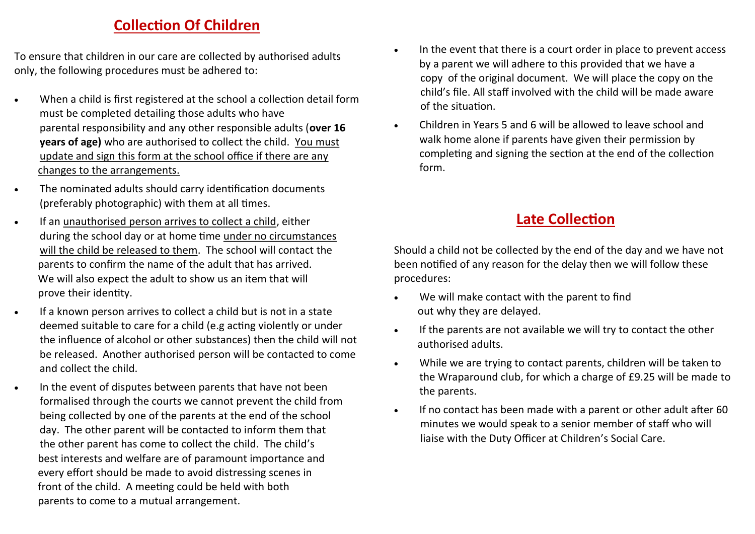## <u>Collection Of Children</u>

To ensure that children in our care are collected by authorised adults only, the following procedures must be adhered to:

- When a child is first registered at the school a collection detail form must be completed detailing those adults who have parental responsibility and any other responsible adults (**over 16 years of age)** who are authorised to collect the child. <u>You must update and sign this form at the school office if there are any changes to the arrangements.</u>
- The nominated adults should carry identification documents (preferably photographic) with them at all times.
- If an <u>unauthorised person arrives to collect a child</u>, either during the school day or at home time <u>under no circumstances will the child be released to them</u>. The school will contact the parents to confirm the name of the adult that has arrived. We will also expect the adult to show us an item that will prove their identity.
- If a known person arrives to collect a child but is not in a state deemed suitable to care for a child (e.g acting violently or under the influence of alcohol or other substances) then the child will not be released. Another authorised person will be contacted to come and collect the child.
- In the event of disputes between parents that have not been formalised through the courts we cannot prevent the child from being collected by one of the parents at the end of the school day. The other parent will be contacted to inform them that the other parent has come to collect the child. The child's best interests and welfare are of paramount importance and every effort should be made to avoid distressing scenes in front of the child. A meeting could be held with both parents to come to a mutual arrangement.
- In the event that there is a court order in place to prevent access by a parent we will adhere to this provided that we have a copy of the original document. We will place the copy on the child's file. All staff involved with the child will be made aware of the situation.
- Children in Years 5 and 6 will be allowed to leave school and walk home alone if parents have given their permission by completing and signing the section at the end of the collection form.

## <u>Late Collection</u>

Should a child not be collected by the end of the day and we have not been notified of any reason for the delay then we will follow these procedures:

- We will make contact with the parent to find out why they are delayed.
- If the parents are not available we will try to contact the other authorised adults.
- While we are trying to contact parents, children will be taken to the Wraparound club, for which a charge of £9.25 will be made to the parents.
- If no contact has been made with a parent or other adult after 60 minutes we would speak to a senior member of staff who will liaise with the Duty Officer at Children's Social Care.